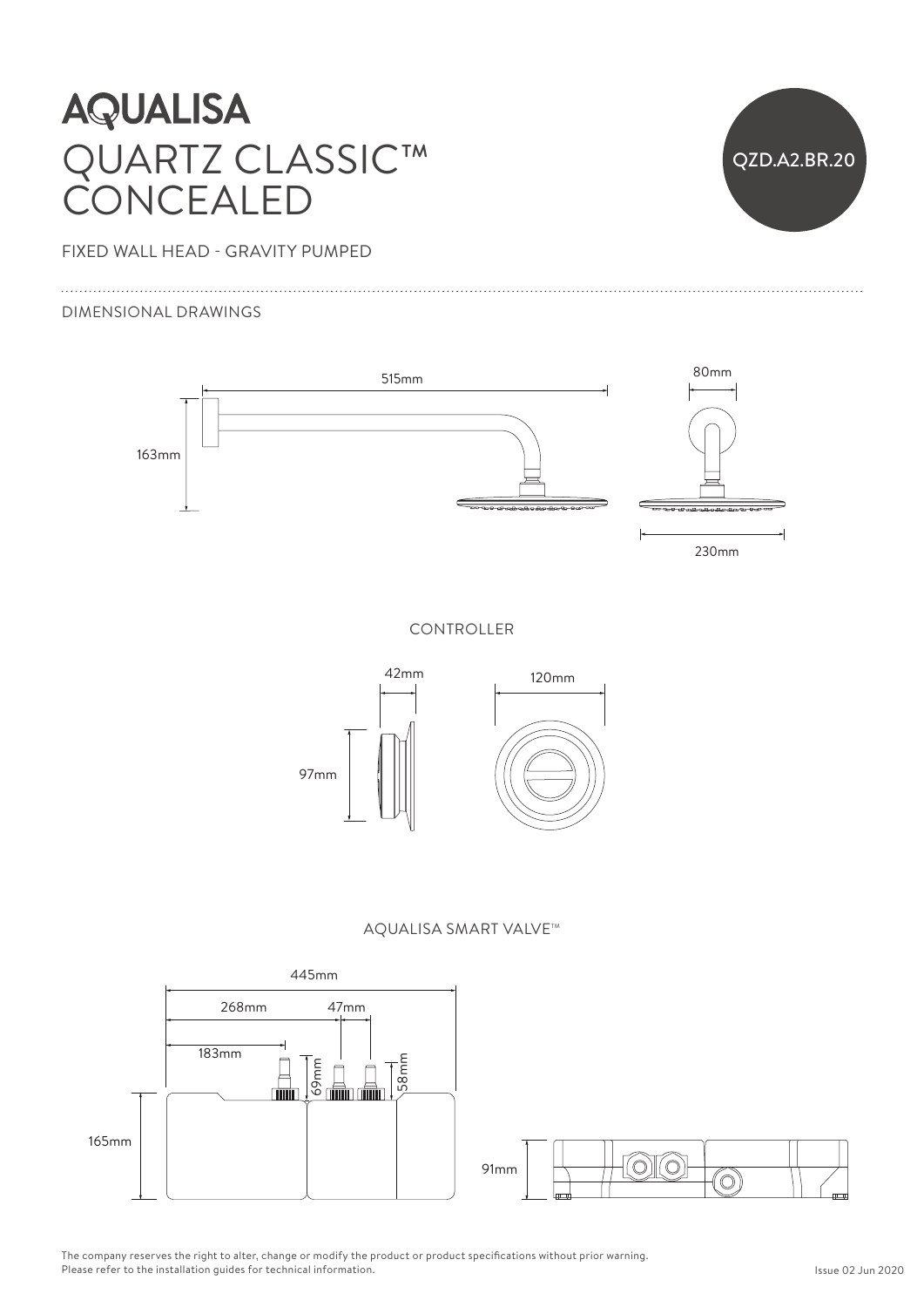# AQUALISA

# QUARTZ CLASSIC™ CONCEALED

QZD.A2.BR.20

FIXED WALL HEAD - GRAVITY PUMPED

DIMENSIONAL DRAWINGS

515mm

163mm

80mm

230mm

CONTROLLER

42mm

120mm

97mm

AQUALISA SMART VALVE™

445mm

268mm

47mm

183mm

69mm

58mm

165mm

91mm

The company reserves the right to alter, change or modify the product or product specifications without prior warning.
Please refer to the installation guides for technical information.

Issue 02 Jun 2020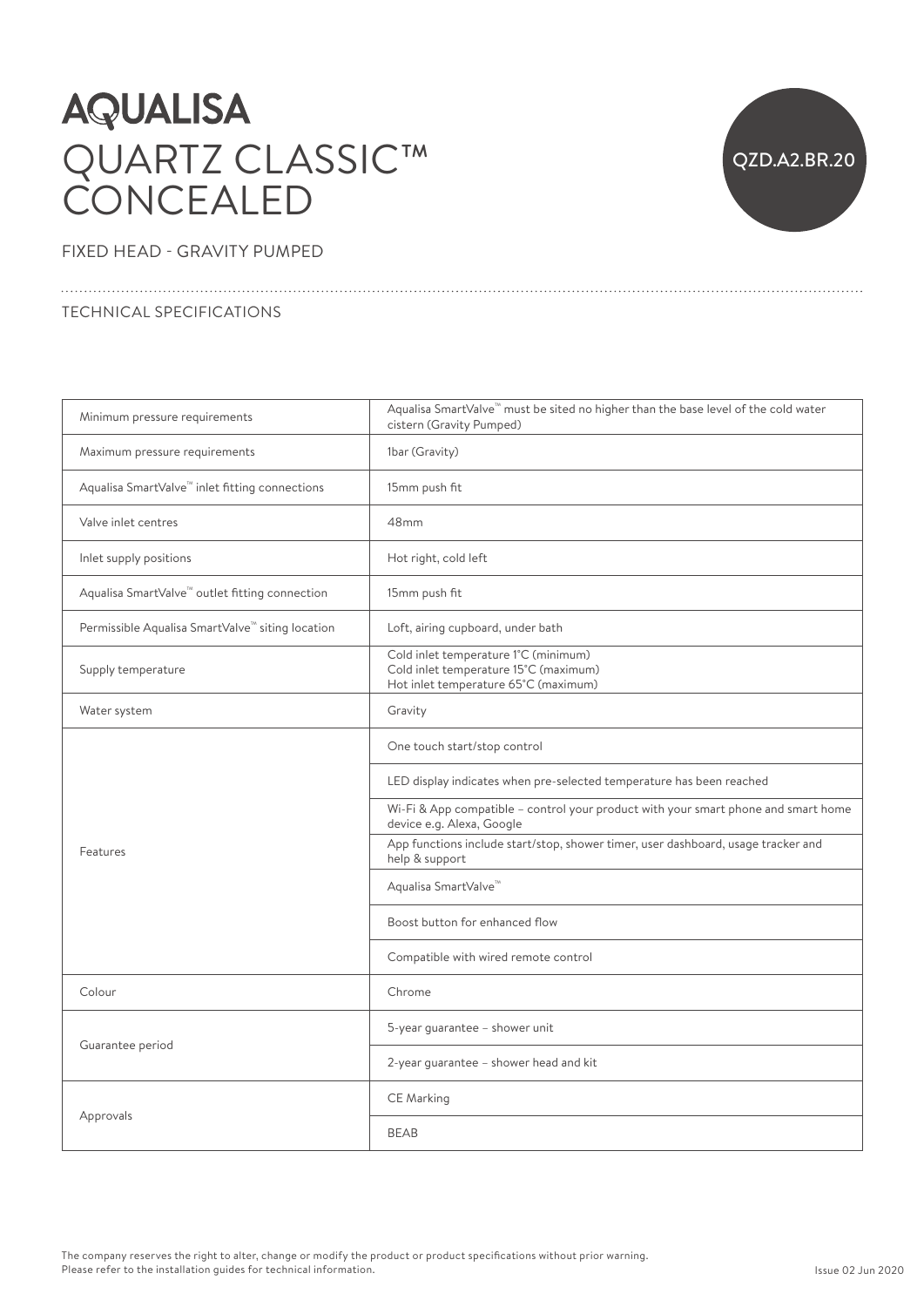# AQUALISA

# QUARTZ CLASSIC™ CONCEALED

QZD.A2.BR.20

FIXED HEAD - GRAVITY PUMPED

## TECHNICAL SPECIFICATIONS

| | |
|---|---|
| Minimum pressure requirements | Aqualisa SmartValve™ must be sited no higher than the base level of the cold water cistern (Gravity Pumped) |
| Maximum pressure requirements | 1bar (Gravity) |
| Aqualisa SmartValve™ inlet fitting connections | 15mm push fit |
| Valve inlet centres | 48mm |
| Inlet supply positions | Hot right, cold left |
| Aqualisa SmartValve™ outlet fitting connection | 15mm push fit |
| Permissible Aqualisa SmartValve™ siting location | Loft, airing cupboard, under bath |
| Supply temperature | Cold inlet temperature 1°C (minimum)<br>Cold inlet temperature 15°C (maximum)<br>Hot inlet temperature 65°C (maximum) |
| Water system | Gravity |
| Features | One touch start/stop control |
| | LED display indicates when pre-selected temperature has been reached |
| | Wi-Fi & App compatible – control your product with your smart phone and smart home device e.g. Alexa, Google |
| | App functions include start/stop, shower timer, user dashboard, usage tracker and help & support |
| | Aqualisa SmartValve™ |
| | Boost button for enhanced flow |
| | Compatible with wired remote control |
| Colour | Chrome |
| Guarantee period | 5-year guarantee – shower unit |
| | 2-year guarantee – shower head and kit |
| Approvals | CE Marking |
| | BEAB |

The company reserves the right to alter, change or modify the product or product specifications without prior warning.
Please refer to the installation guides for technical information.

Issue 02 Jun 2020